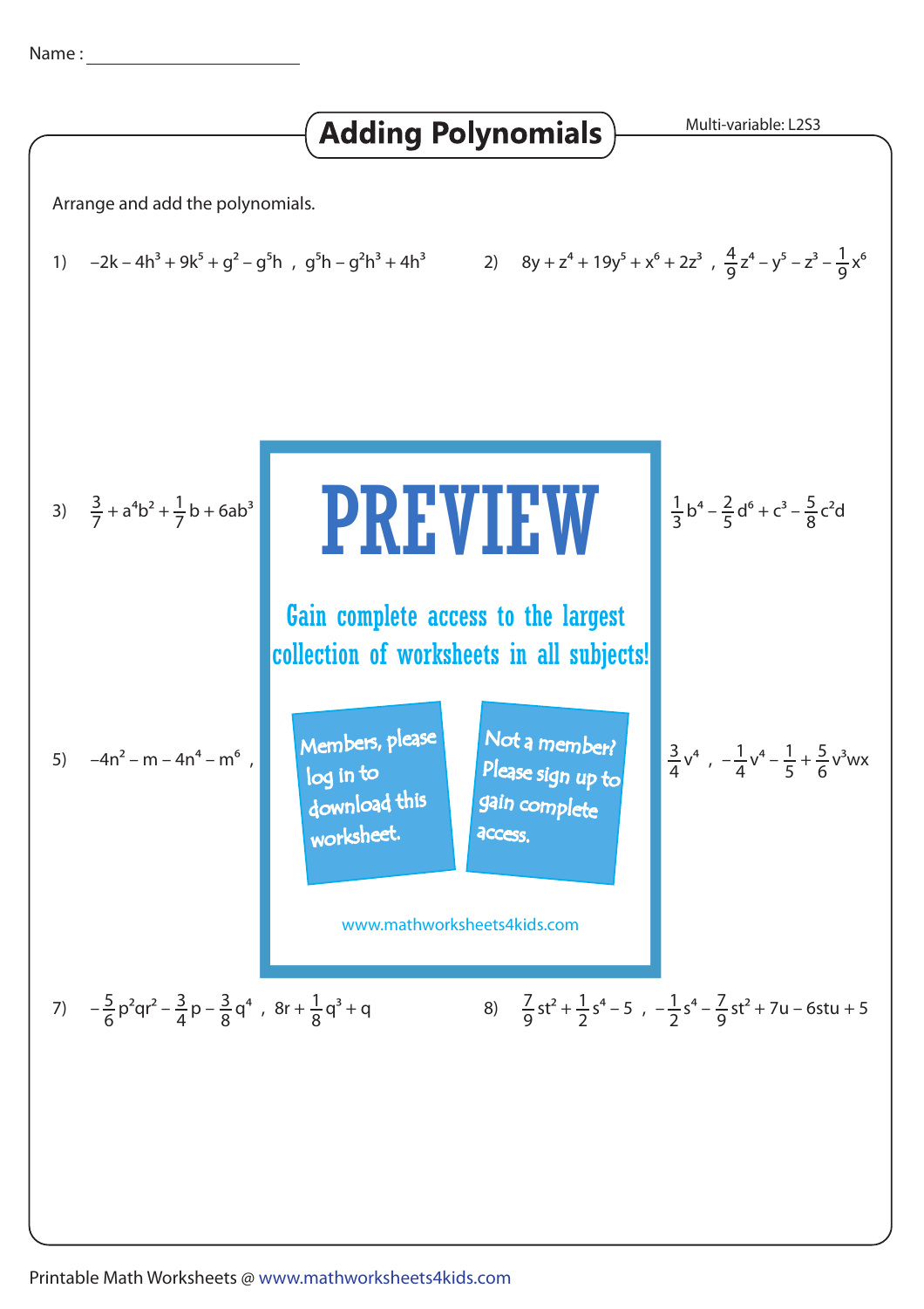Name : ______________________

# Adding Polynomials

Multi-variable: L2S3

Arrange and add the polynomials.

1) $-2k - 4h^3 + 9k^5 + g^2 - g^5h$ , $g^5h - g^2h^3 + 4h^3$

2) $8y + z^4 + 19y^5 + x^6 + 2z^3$ , $\frac{4}{9}z^4 - y^5 - z^3 - \frac{1}{9}x^6$

3) $\frac{3}{7} + a^4b^2 + \frac{1}{7}b + 6ab^3$

$\frac{1}{3}b^4 - \frac{2}{5}d^6 + c^3 - \frac{5}{8}c^2d$

5) $-4n^2 - m - 4n^4 - m^6$ ,

$\frac{3}{4}v^4$ , $-\frac{1}{4}v^4 - \frac{1}{5} + \frac{5}{6}v^3wx$

PREVIEW

Gain complete access to the largest collection of worksheets in all subjects!

Members, please log in to download this worksheet.

Not a member? Please sign up to gain complete access.

www.mathworksheets4kids.com

7) $-\frac{5}{6}p^2qr^2 - \frac{3}{4}p - \frac{3}{8}q^4$ , $8r + \frac{1}{8}q^3 + q$

8) $\frac{7}{9}st^2 + \frac{1}{2}s^4 - 5$ , $-\frac{1}{2}s^4 - \frac{7}{9}st^2 + 7u - 6stu + 5$

Printable Math Worksheets @ www.mathworksheets4kids.com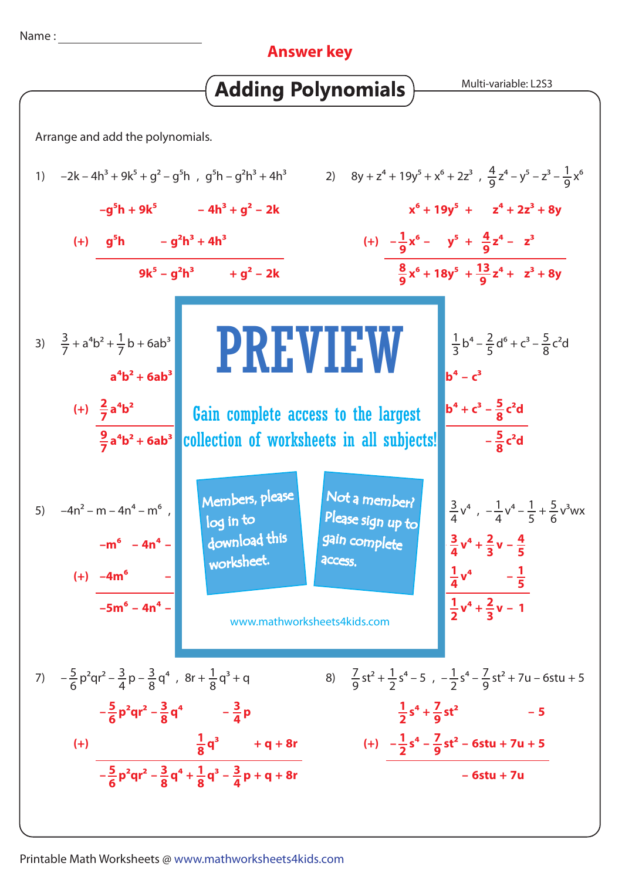Name :

**Answer key**

# Adding Polynomials

Multi-variable: L2S3

Arrange and add the polynomials.

1) $-2k - 4h^3 + 9k^5 + g^2 - g^5h$ , $g^5h - g^2h^3 + 4h^3$

$$-g^5h + 9k^5 \quad - 4h^3 + g^2 - 2k$$
$$(+) \quad g^5h \quad - g^2h^3 + 4h^3$$
$$9k^5 - g^2h^3 \quad + g^2 - 2k$$

2) $8y + z^4 + 19y^5 + x^6 + 2z^3$ , $\frac{4}{9}z^4 - y^5 - z^3 - \frac{1}{9}x^6$

$$x^6 + 19y^5 + \quad z^4 + 2z^3 + 8y$$
$$(+) \quad -\frac{1}{9}x^6 - \quad y^5 + \frac{4}{9}z^4 - \quad z^3$$
$$\frac{8}{9}x^6 + 18y^5 + \frac{13}{9}z^4 + \quad z^3 + 8y$$

3) $\frac{3}{7} + a^4b^2 + \frac{1}{7}b + 6ab^3$

$$a^4b^2 + 6ab^3$$
$$(+) \quad \frac{2}{7}a^4b^2$$
$$\frac{9}{7}a^4b^2 + 6ab^3$$

4) $\frac{1}{3}b^4 - \frac{2}{5}d^6 + c^3 - \frac{5}{8}c^2d$

$$b^4 - c^3$$
$$b^4 + c^3 - \frac{5}{8}c^2d$$
$$- \frac{5}{8}c^2d$$

**PREVIEW**

Gain complete access to the largest collection of worksheets in all subjects!

Members, please log in to download this worksheet.

Not a member? Please sign up to gain complete access.

www.mathworksheets4kids.com

5) $-4n^2 - m - 4n^4 - m^6$ ,

$$-m^6 - 4n^4 -$$
$$(+) \quad -4m^6 \quad -$$
$$-5m^6 - 4n^4 -$$

6) $\frac{3}{4}v^4$ , $-\frac{1}{4}v^4 - \frac{1}{5} + \frac{5}{6}v^3wx$

$$\frac{3}{4}v^4 + \frac{2}{3}v - \frac{4}{5}$$
$$\frac{1}{4}v^4 \quad - \frac{1}{5}$$
$$\frac{1}{2}v^4 + \frac{2}{3}v - 1$$

7) $-\frac{5}{6}p^2qr^2 - \frac{3}{4}p - \frac{3}{8}q^4$ , $8r + \frac{1}{8}q^3 + q$

$$-\frac{5}{6}p^2qr^2 - \frac{3}{8}q^4 \quad - \frac{3}{4}p$$
$$(+) \quad \frac{1}{8}q^3 \quad + q + 8r$$
$$-\frac{5}{6}p^2qr^2 - \frac{3}{8}q^4 + \frac{1}{8}q^3 - \frac{3}{4}p + q + 8r$$

8) $\frac{7}{9}st^2 + \frac{1}{2}s^4 - 5$ , $-\frac{1}{2}s^4 - \frac{7}{9}st^2 + 7u - 6stu + 5$

$$\frac{1}{2}s^4 + \frac{7}{9}st^2 \quad - 5$$
$$(+) \quad -\frac{1}{2}s^4 - \frac{7}{9}st^2 - 6stu + 7u + 5$$
$$- 6stu + 7u$$

Printable Math Worksheets @ www.mathworksheets4kids.com